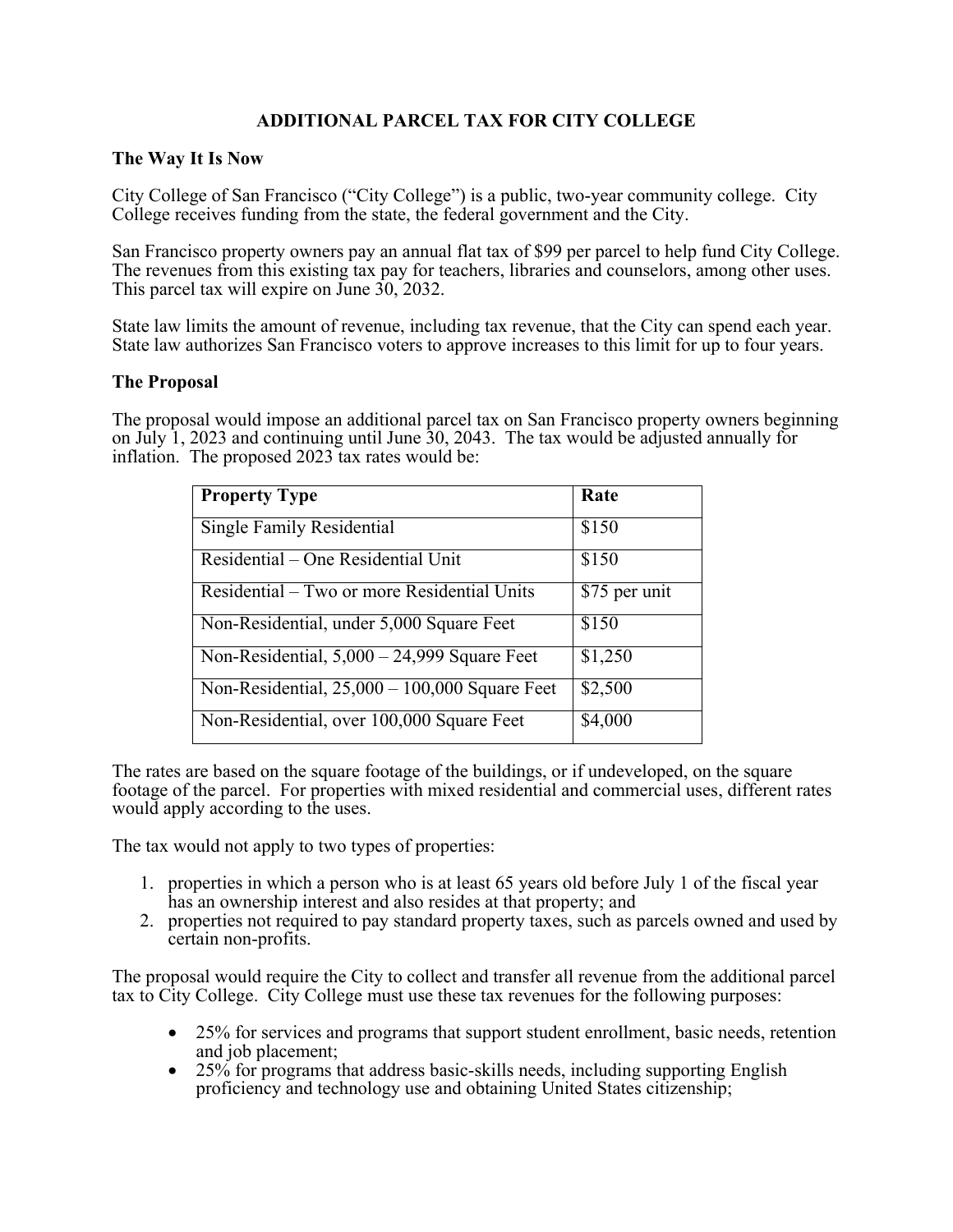# ADDITIONAL PARCEL TAX FOR CITY COLLEGE

## The Way It Is Now

City College of San Francisco ("City College") is a public, two-year community college. City College receives funding from the state, the federal government and the City.

San Francisco property owners pay an annual flat tax of $99 per parcel to help fund City College. The revenues from this existing tax pay for teachers, libraries and counselors, among other uses. This parcel tax will expire on June 30, 2032.

State law limits the amount of revenue, including tax revenue, that the City can spend each year. State law authorizes San Francisco voters to approve increases to this limit for up to four years.

## The Proposal

The proposal would impose an additional parcel tax on San Francisco property owners beginning on July 1, 2023 and continuing until June 30, 2043. The tax would be adjusted annually for inflation. The proposed 2023 tax rates would be:

| Property Type | Rate |
| --- | --- |
| Single Family Residential | $150 |
| Residential – One Residential Unit | $150 |
| Residential – Two or more Residential Units | $75 per unit |
| Non-Residential, under 5,000 Square Feet | $150 |
| Non-Residential, 5,000 – 24,999 Square Feet | $1,250 |
| Non-Residential, 25,000 – 100,000 Square Feet | $2,500 |
| Non-Residential, over 100,000 Square Feet | $4,000 |

The rates are based on the square footage of the buildings, or if undeveloped, on the square footage of the parcel. For properties with mixed residential and commercial uses, different rates would apply according to the uses.

The tax would not apply to two types of properties:

1. properties in which a person who is at least 65 years old before July 1 of the fiscal year has an ownership interest and also resides at that property; and
2. properties not required to pay standard property taxes, such as parcels owned and used by certain non-profits.

The proposal would require the City to collect and transfer all revenue from the additional parcel tax to City College. City College must use these tax revenues for the following purposes:

- 25% for services and programs that support student enrollment, basic needs, retention and job placement;
- 25% for programs that address basic-skills needs, including supporting English proficiency and technology use and obtaining United States citizenship;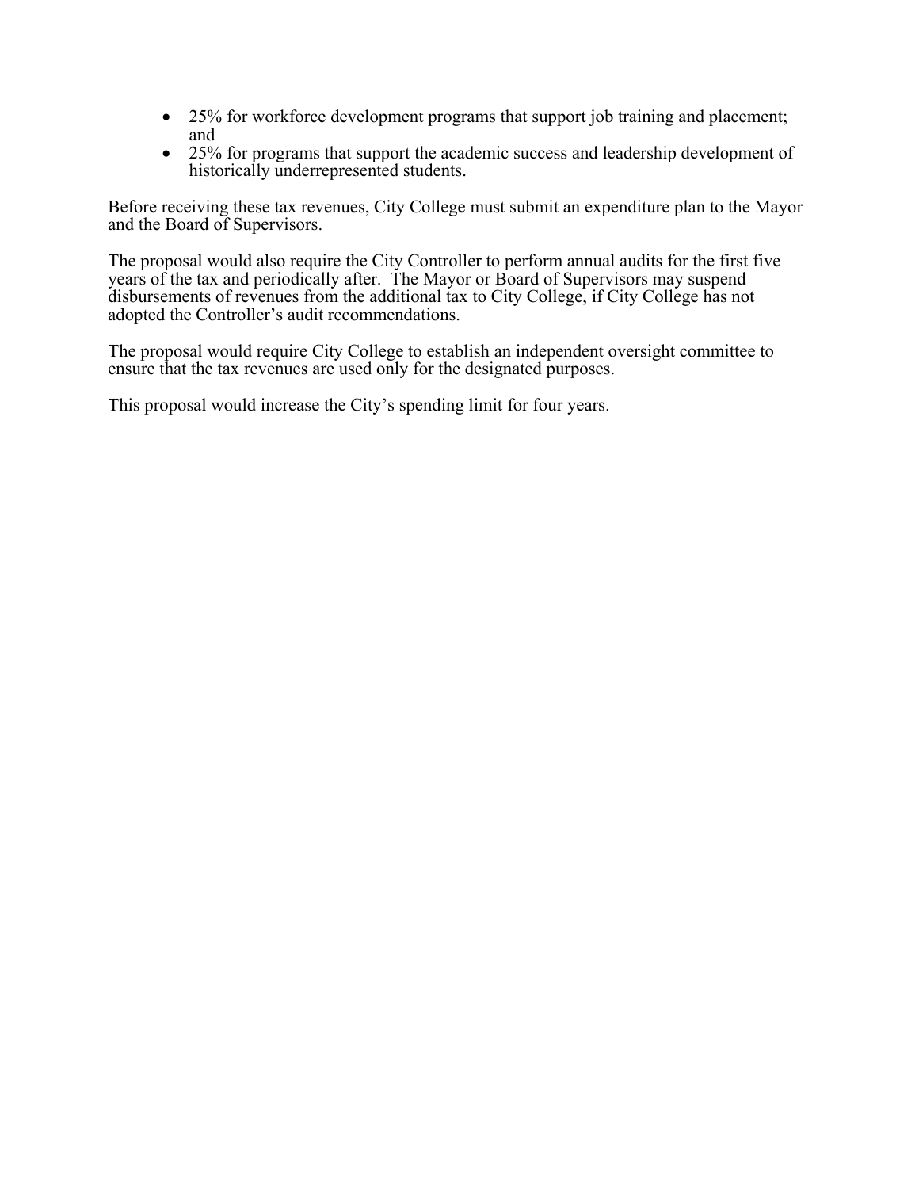- 25% for workforce development programs that support job training and placement; and
- 25% for programs that support the academic success and leadership development of historically underrepresented students.

Before receiving these tax revenues, City College must submit an expenditure plan to the Mayor and the Board of Supervisors.

The proposal would also require the City Controller to perform annual audits for the first five years of the tax and periodically after. The Mayor or Board of Supervisors may suspend disbursements of revenues from the additional tax to City College, if City College has not adopted the Controller's audit recommendations.

The proposal would require City College to establish an independent oversight committee to ensure that the tax revenues are used only for the designated purposes.

This proposal would increase the City's spending limit for four years.